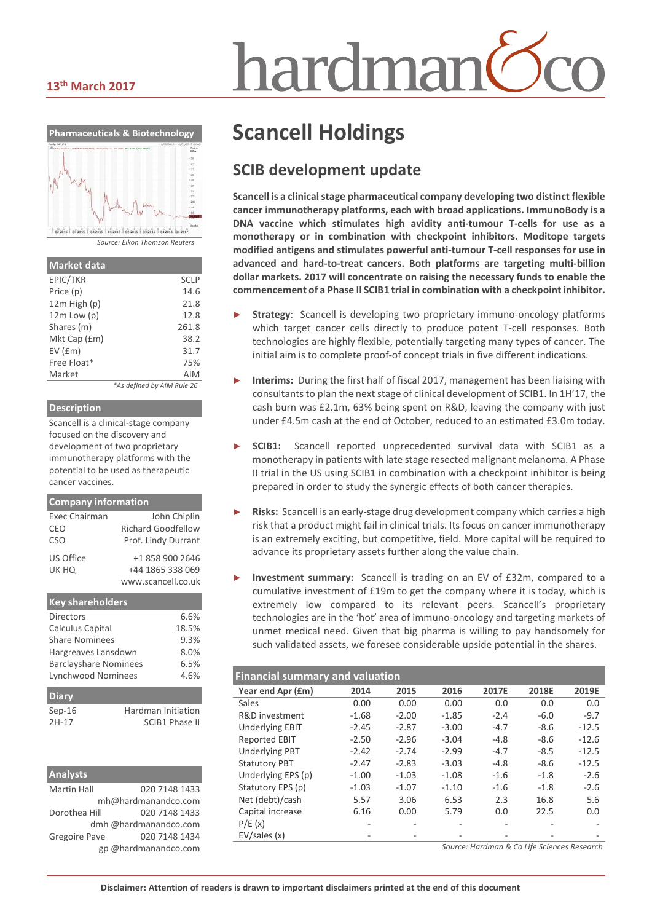13th March 2017

hardman&co

# Scancell Holdings

## SCIB development update

**Scancell is a clinical stage pharmaceutical company developing two distinct flexible cancer immunotherapy platforms, each with broad applications. ImmunoBody is a DNA vaccine which stimulates high avidity anti-tumour T-cells for use as a monotherapy or in combination with checkpoint inhibitors. Moditope targets modified antigens and stimulates powerful anti-tumour T-cell responses for use in advanced and hard-to-treat cancers. Both platforms are targeting multi-billion dollar markets. 2017 will concentrate on raising the necessary funds to enable the commencement of a Phase II SCIB1 trial in combination with a checkpoint inhibitor.**

- **Strategy**: Scancell is developing two proprietary immuno-oncology platforms which target cancer cells directly to produce potent T-cell responses. Both technologies are highly flexible, potentially targeting many types of cancer. The initial aim is to complete proof-of concept trials in five different indications.
- **Interims:** During the first half of fiscal 2017, management has been liaising with consultants to plan the next stage of clinical development of SCIB1. In 1H'17, the cash burn was £2.1m, 63% being spent on R&D, leaving the company with just under £4.5m cash at the end of October, reduced to an estimated £3.0m today.
- **SCIB1:** Scancell reported unprecedented survival data with SCIB1 as a monotherapy in patients with late stage resected malignant melanoma. A Phase II trial in the US using SCIB1 in combination with a checkpoint inhibitor is being prepared in order to study the synergic effects of both cancer therapies.
- **Risks:** Scancell is an early-stage drug development company which carries a high risk that a product might fail in clinical trials. Its focus on cancer immunotherapy is an extremely exciting, but competitive, field. More capital will be required to advance its proprietary assets further along the value chain.
- **Investment summary:** Scancell is trading on an EV of £32m, compared to a cumulative investment of £19m to get the company where it is today, which is extremely low compared to its relevant peers. Scancell's proprietary technologies are in the 'hot' area of immuno-oncology and targeting markets of unmet medical need. Given that big pharma is willing to pay handsomely for such validated assets, we foresee considerable upside potential in the shares.

### Financial summary and valuation

| Year end Apr (£m) | 2014 | 2015 | 2016 | 2017E | 2018E | 2019E |
|---|---|---|---|---|---|---|
| Sales | 0.00 | 0.00 | 0.00 | 0.0 | 0.0 | 0.0 |
| R&D investment | -1.68 | -2.00 | -1.85 | -2.4 | -6.0 | -9.7 |
| Underlying EBIT | -2.45 | -2.87 | -3.00 | -4.7 | -8.6 | -12.5 |
| Reported EBIT | -2.50 | -2.96 | -3.04 | -4.8 | -8.6 | -12.6 |
| Underlying PBT | -2.42 | -2.74 | -2.99 | -4.7 | -8.5 | -12.5 |
| Statutory PBT | -2.47 | -2.83 | -3.03 | -4.8 | -8.6 | -12.5 |
| Underlying EPS (p) | -1.00 | -1.03 | -1.08 | -1.6 | -1.8 | -2.6 |
| Statutory EPS (p) | -1.03 | -1.07 | -1.10 | -1.6 | -1.8 | -2.6 |
| Net (debt)/cash | 5.57 | 3.06 | 6.53 | 2.3 | 16.8 | 5.6 |
| Capital increase | 6.16 | 0.00 | 5.79 | 0.0 | 22.5 | 0.0 |
| P/E (x) | - | - | - | - | - | - |
| EV/sales (x) | - | - | - | - | - | - |

*Source: Hardman & Co Life Sciences Research*

### Pharmaceuticals & Biotechnology

*Source: Eikon Thomson Reuters*

### Market data

| | |
|---|---|
| EPIC/TKR | SCLP |
| Price (p) | 14.6 |
| 12m High (p) | 21.8 |
| 12m Low (p) | 12.8 |
| Shares (m) | 261.8 |
| Mkt Cap (£m) | 38.2 |
| EV (£m) | 31.7 |
| Free Float* | 75% |
| Market | AIM |

*As defined by AIM Rule 26

### Description

Scancell is a clinical-stage company focused on the discovery and development of two proprietary immunotherapy platforms with the potential to be used as therapeutic cancer vaccines.

### Company information

| | |
|---|---|
| Exec Chairman | John Chiplin |
| CEO | Richard Goodfellow |
| CSO | Prof. Lindy Durrant |
| US Office | +1 858 900 2646 |
| UK HQ | +44 1865 338 069 |
| | www.scancell.co.uk |

### Key shareholders

| | |
|---|---|
| Directors | 6.6% |
| Calculus Capital | 18.5% |
| Share Nominees | 9.3% |
| Hargreaves Lansdown | 8.0% |
| Barclayshare Nominees | 6.5% |
| Lynchwood Nominees | 4.6% |

### Diary

| | |
|---|---|
| Sep-16 | Hardman Initiation |
| 2H-17 | SCIB1 Phase II |

### Analysts

| | |
|---|---|
| Martin Hall | 020 7148 1433 |
| | mh@hardmanandco.com |
| Dorothea Hill | 020 7148 1433 |
| | dmh @hardmanandco.com |
| Gregoire Pave | 020 7148 1434 |
| | gp @hardmanandco.com |

**Disclaimer: Attention of readers is drawn to important disclaimers printed at the end of this document**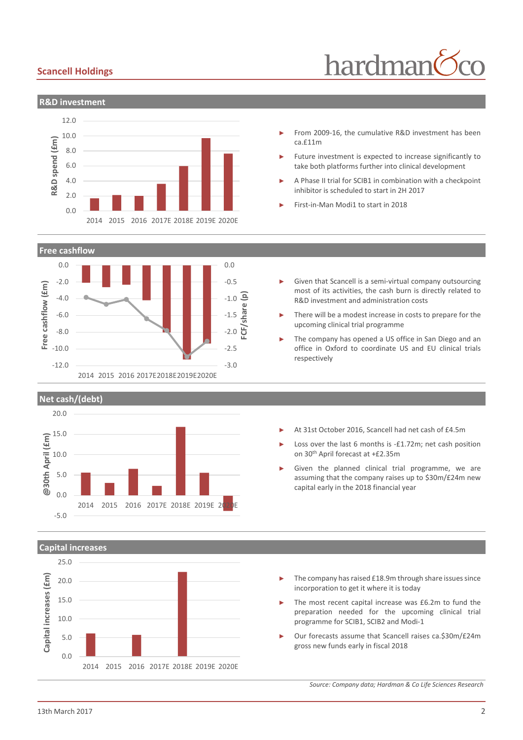## R&D investment

- From 2009-16, the cumulative R&D investment has been ca.£11m
- Future investment is expected to increase significantly to take both platforms further into clinical development
- A Phase II trial for SCIB1 in combination with a checkpoint inhibitor is scheduled to start in 2H 2017
- First-in-Man Modi1 to start in 2018

## Free cashflow

- Given that Scancell is a semi-virtual company outsourcing most of its activities, the cash burn is directly related to R&D investment and administration costs
- There will be a modest increase in costs to prepare for the upcoming clinical trial programme
- The company has opened a US office in San Diego and an office in Oxford to coordinate US and EU clinical trials respectively

## Net cash/(debt)

- At 31st October 2016, Scancell had net cash of £4.5m
- Loss over the last 6 months is -£1.72m; net cash position on 30th April forecast at +£2.35m
- Given the planned clinical trial programme, we are assuming that the company raises up to $30m/£24m new capital early in the 2018 financial year

## Capital increases

- The company has raised £18.9m through share issues since incorporation to get it where it is today
- The most recent capital increase was £6.2m to fund the preparation needed for the upcoming clinical trial programme for SCIB1, SCIB2 and Modi-1
- Our forecasts assume that Scancell raises ca.$30m/£24m gross new funds early in fiscal 2018

*Source: Company data; Hardman & Co Life Sciences Research*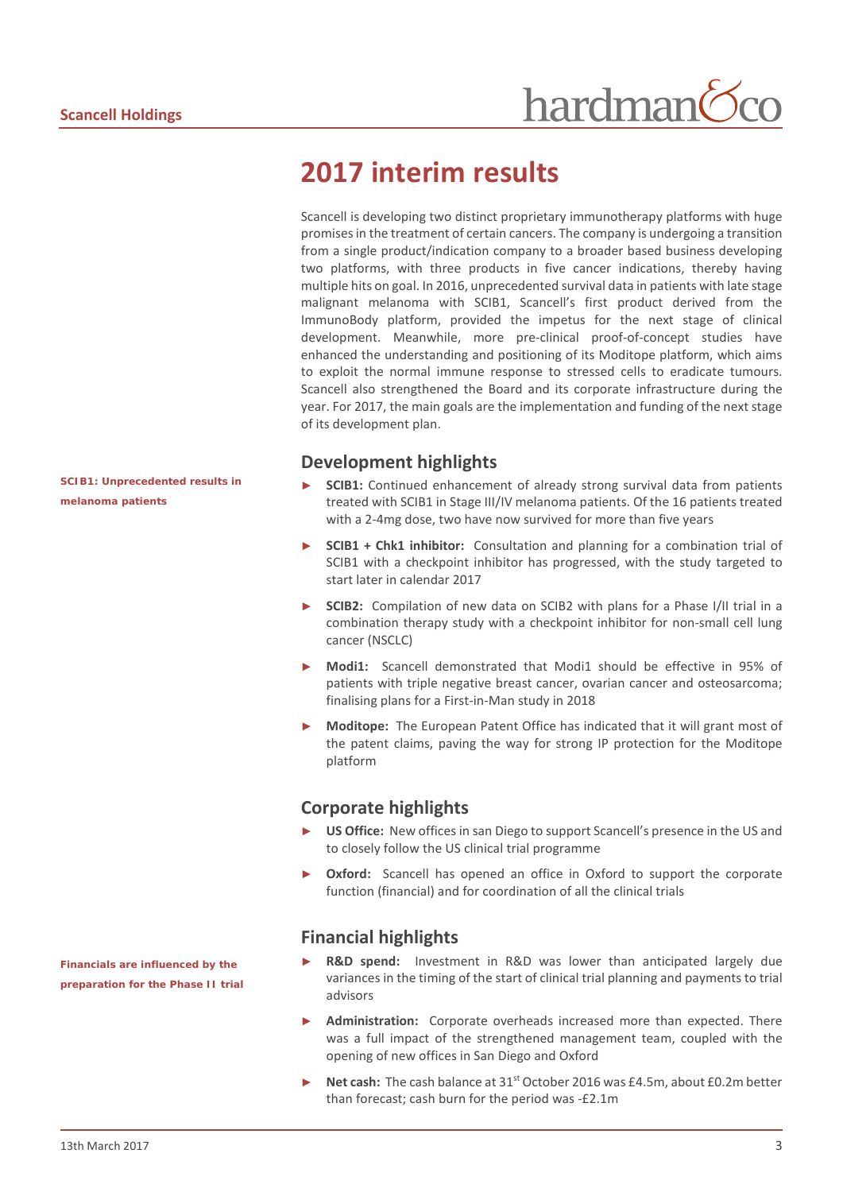# 2017 interim results

Scancell is developing two distinct proprietary immunotherapy platforms with huge promises in the treatment of certain cancers. The company is undergoing a transition from a single product/indication company to a broader based business developing two platforms, with three products in five cancer indications, thereby having multiple hits on goal. In 2016, unprecedented survival data in patients with late stage malignant melanoma with SCIB1, Scancell's first product derived from the ImmunoBody platform, provided the impetus for the next stage of clinical development. Meanwhile, more pre-clinical proof-of-concept studies have enhanced the understanding and positioning of its Moditope platform, which aims to exploit the normal immune response to stressed cells to eradicate tumours. Scancell also strengthened the Board and its corporate infrastructure during the year. For 2017, the main goals are the implementation and funding of the next stage of its development plan.

## Development highlights

**SCIB1: Unprecedented results in melanoma patients**

- **SCIB1:** Continued enhancement of already strong survival data from patients treated with SCIB1 in Stage III/IV melanoma patients. Of the 16 patients treated with a 2-4mg dose, two have now survived for more than five years
- **SCIB1 + Chk1 inhibitor:** Consultation and planning for a combination trial of SCIB1 with a checkpoint inhibitor has progressed, with the study targeted to start later in calendar 2017
- **SCIB2:** Compilation of new data on SCIB2 with plans for a Phase I/II trial in a combination therapy study with a checkpoint inhibitor for non-small cell lung cancer (NSCLC)
- **Modi1:** Scancell demonstrated that Modi1 should be effective in 95% of patients with triple negative breast cancer, ovarian cancer and osteosarcoma; finalising plans for a First-in-Man study in 2018
- **Moditope:** The European Patent Office has indicated that it will grant most of the patent claims, paving the way for strong IP protection for the Moditope platform

## Corporate highlights

- **US Office:** New offices in san Diego to support Scancell's presence in the US and to closely follow the US clinical trial programme
- **Oxford:** Scancell has opened an office in Oxford to support the corporate function (financial) and for coordination of all the clinical trials

## Financial highlights

**Financials are influenced by the preparation for the Phase II trial**

- **R&D spend:** Investment in R&D was lower than anticipated largely due variances in the timing of the start of clinical trial planning and payments to trial advisors
- **Administration:** Corporate overheads increased more than expected. There was a full impact of the strengthened management team, coupled with the opening of new offices in San Diego and Oxford
- **Net cash:** The cash balance at 31st October 2016 was £4.5m, about £0.2m better than forecast; cash burn for the period was -£2.1m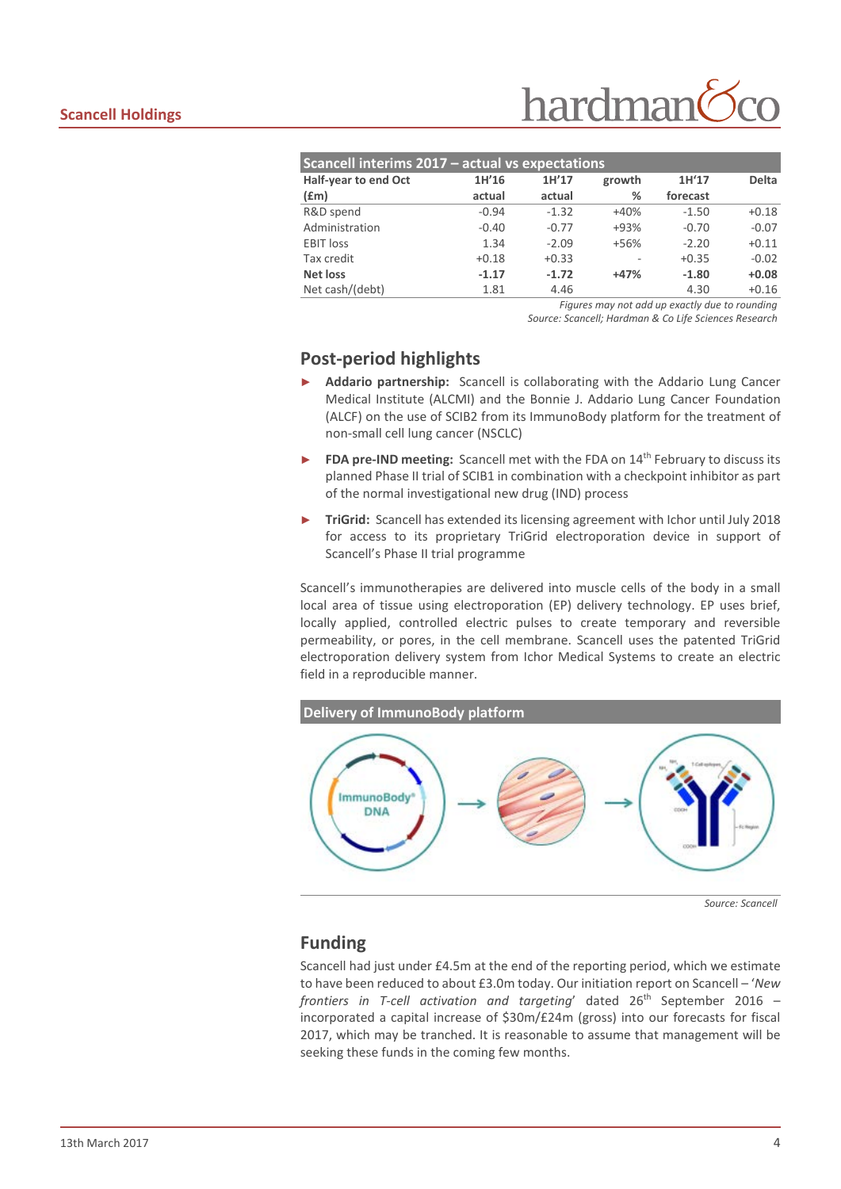**Scancell interims 2017 – actual vs expectations**

| Half-year to end Oct (£m) | 1H'16 actual | 1H'17 actual | growth % | 1H'17 forecast | Delta |
|---|---|---|---|---|---|
| R&D spend | -0.94 | -1.32 | +40% | -1.50 | +0.18 |
| Administration | -0.40 | -0.77 | +93% | -0.70 | -0.07 |
| EBIT loss | 1.34 | -2.09 | +56% | -2.20 | +0.11 |
| Tax credit | +0.18 | +0.33 | - | +0.35 | -0.02 |
| **Net loss** | **-1.17** | **-1.72** | **+47%** | **-1.80** | **+0.08** |
| Net cash/(debt) | 1.81 | 4.46 | | 4.30 | +0.16 |

*Figures may not add up exactly due to rounding*

*Source: Scancell; Hardman & Co Life Sciences Research*

## Post-period highlights

- **Addario partnership:** Scancell is collaborating with the Addario Lung Cancer Medical Institute (ALCMI) and the Bonnie J. Addario Lung Cancer Foundation (ALCF) on the use of SCIB2 from its ImmunoBody platform for the treatment of non-small cell lung cancer (NSCLC)
- **FDA pre-IND meeting:** Scancell met with the FDA on 14th February to discuss its planned Phase II trial of SCIB1 in combination with a checkpoint inhibitor as part of the normal investigational new drug (IND) process
- **TriGrid:** Scancell has extended its licensing agreement with Ichor until July 2018 for access to its proprietary TriGrid electroporation device in support of Scancell's Phase II trial programme

Scancell's immunotherapies are delivered into muscle cells of the body in a small local area of tissue using electroporation (EP) delivery technology. EP uses brief, locally applied, controlled electric pulses to create temporary and reversible permeability, or pores, in the cell membrane. Scancell uses the patented TriGrid electroporation delivery system from Ichor Medical Systems to create an electric field in a reproducible manner.

**Delivery of ImmunoBody platform**

*Source: Scancell*

## Funding

Scancell had just under £4.5m at the end of the reporting period, which we estimate to have been reduced to about £3.0m today. Our initiation report on Scancell – '*New frontiers in T-cell activation and targeting*' dated 26th September 2016 – incorporated a capital increase of $30m/£24m (gross) into our forecasts for fiscal 2017, which may be tranched. It is reasonable to assume that management will be seeking these funds in the coming few months.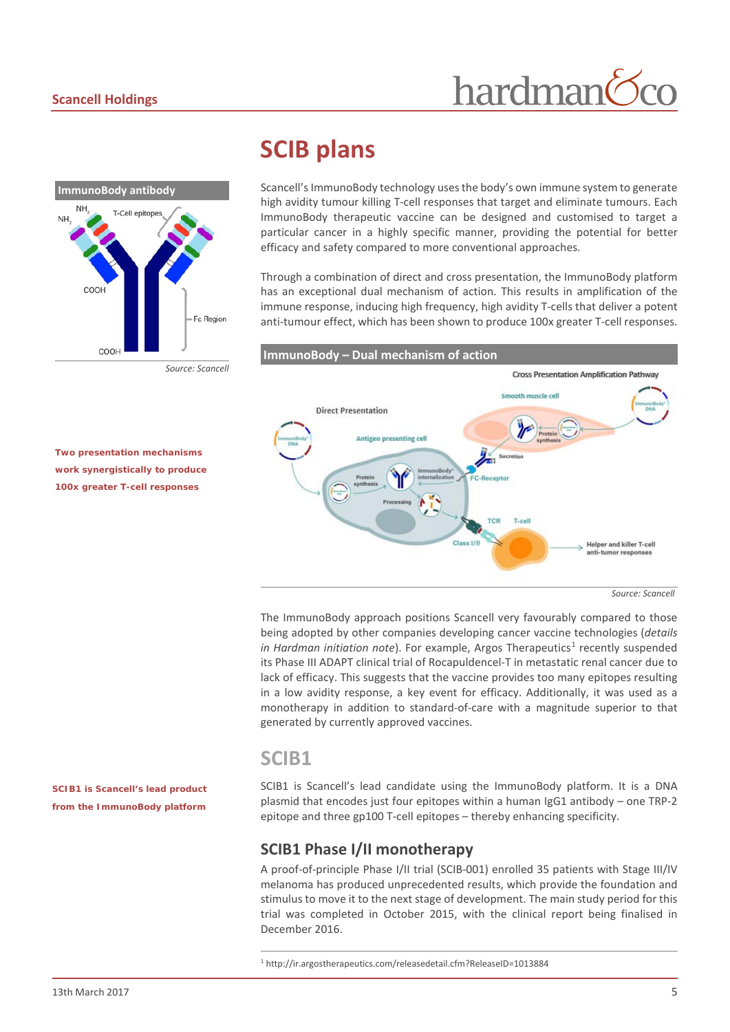# SCIB plans

**ImmunoBody antibody**

Source: Scancell

Scancell's ImmunoBody technology uses the body's own immune system to generate high avidity tumour killing T-cell responses that target and eliminate tumours. Each ImmunoBody therapeutic vaccine can be designed and customised to target a particular cancer in a highly specific manner, providing the potential for better efficacy and safety compared to more conventional approaches.

**Two presentation mechanisms work synergistically to produce 100x greater T-cell responses**

Through a combination of direct and cross presentation, the ImmunoBody platform has an exceptional dual mechanism of action. This results in amplification of the immune response, inducing high frequency, high avidity T-cells that deliver a potent anti-tumour effect, which has been shown to produce 100x greater T-cell responses.

**ImmunoBody – Dual mechanism of action**

Source: Scancell

The ImmunoBody approach positions Scancell very favourably compared to those being adopted by other companies developing cancer vaccine technologies (*details in Hardman initiation note*). For example, Argos Therapeutics[1] recently suspended its Phase III ADAPT clinical trial of Rocapuldencel-T in metastatic renal cancer due to lack of efficacy. This suggests that the vaccine provides too many epitopes resulting in a low avidity response, a key event for efficacy. Additionally, it was used as a monotherapy in addition to standard-of-care with a magnitude superior to that generated by currently approved vaccines.

## SCIB1

**SCIB1 is Scancell's lead product from the ImmunoBody platform**

SCIB1 is Scancell's lead candidate using the ImmunoBody platform. It is a DNA plasmid that encodes just four epitopes within a human IgG1 antibody – one TRP-2 epitope and three gp100 T-cell epitopes – thereby enhancing specificity.

### SCIB1 Phase I/II monotherapy

A proof-of-principle Phase I/II trial (SCIB-001) enrolled 35 patients with Stage III/IV melanoma has produced unprecedented results, which provide the foundation and stimulus to move it to the next stage of development. The main study period for this trial was completed in October 2015, with the clinical report being finalised in December 2016.

[1] http://ir.argostherapeutics.com/releasedetail.cfm?ReleaseID=1013884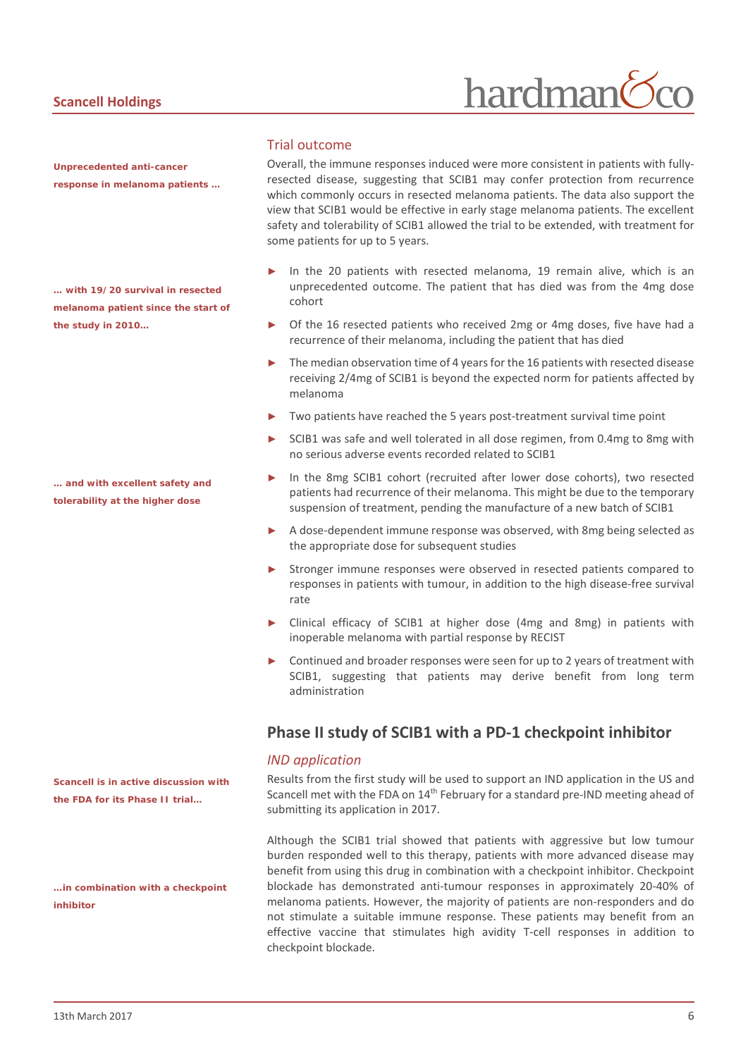## Trial outcome

**Unprecedented anti-cancer response in melanoma patients …**

Overall, the immune responses induced were more consistent in patients with fully-resected disease, suggesting that SCIB1 may confer protection from recurrence which commonly occurs in resected melanoma patients. The data also support the view that SCIB1 would be effective in early stage melanoma patients. The excellent safety and tolerability of SCIB1 allowed the trial to be extended, with treatment for some patients for up to 5 years.

**… with 19/20 survival in resected melanoma patient since the start of the study in 2010…**

- In the 20 patients with resected melanoma, 19 remain alive, which is an unprecedented outcome. The patient that has died was from the 4mg dose cohort
- Of the 16 resected patients who received 2mg or 4mg doses, five have had a recurrence of their melanoma, including the patient that has died
- The median observation time of 4 years for the 16 patients with resected disease receiving 2/4mg of SCIB1 is beyond the expected norm for patients affected by melanoma
- Two patients have reached the 5 years post-treatment survival time point
- SCIB1 was safe and well tolerated in all dose regimen, from 0.4mg to 8mg with no serious adverse events recorded related to SCIB1

**… and with excellent safety and tolerability at the higher dose**

- In the 8mg SCIB1 cohort (recruited after lower dose cohorts), two resected patients had recurrence of their melanoma. This might be due to the temporary suspension of treatment, pending the manufacture of a new batch of SCIB1
- A dose-dependent immune response was observed, with 8mg being selected as the appropriate dose for subsequent studies
- Stronger immune responses were observed in resected patients compared to responses in patients with tumour, in addition to the high disease-free survival rate
- Clinical efficacy of SCIB1 at higher dose (4mg and 8mg) in patients with inoperable melanoma with partial response by RECIST
- Continued and broader responses were seen for up to 2 years of treatment with SCIB1, suggesting that patients may derive benefit from long term administration

## Phase II study of SCIB1 with a PD-1 checkpoint inhibitor

### *IND application*

**Scancell is in active discussion with the FDA for its Phase II trial…**

Results from the first study will be used to support an IND application in the US and Scancell met with the FDA on 14th February for a standard pre-IND meeting ahead of submitting its application in 2017.

**…in combination with a checkpoint inhibitor**

Although the SCIB1 trial showed that patients with aggressive but low tumour burden responded well to this therapy, patients with more advanced disease may benefit from using this drug in combination with a checkpoint inhibitor. Checkpoint blockade has demonstrated anti-tumour responses in approximately 20-40% of melanoma patients. However, the majority of patients are non-responders and do not stimulate a suitable immune response. These patients may benefit from an effective vaccine that stimulates high avidity T-cell responses in addition to checkpoint blockade.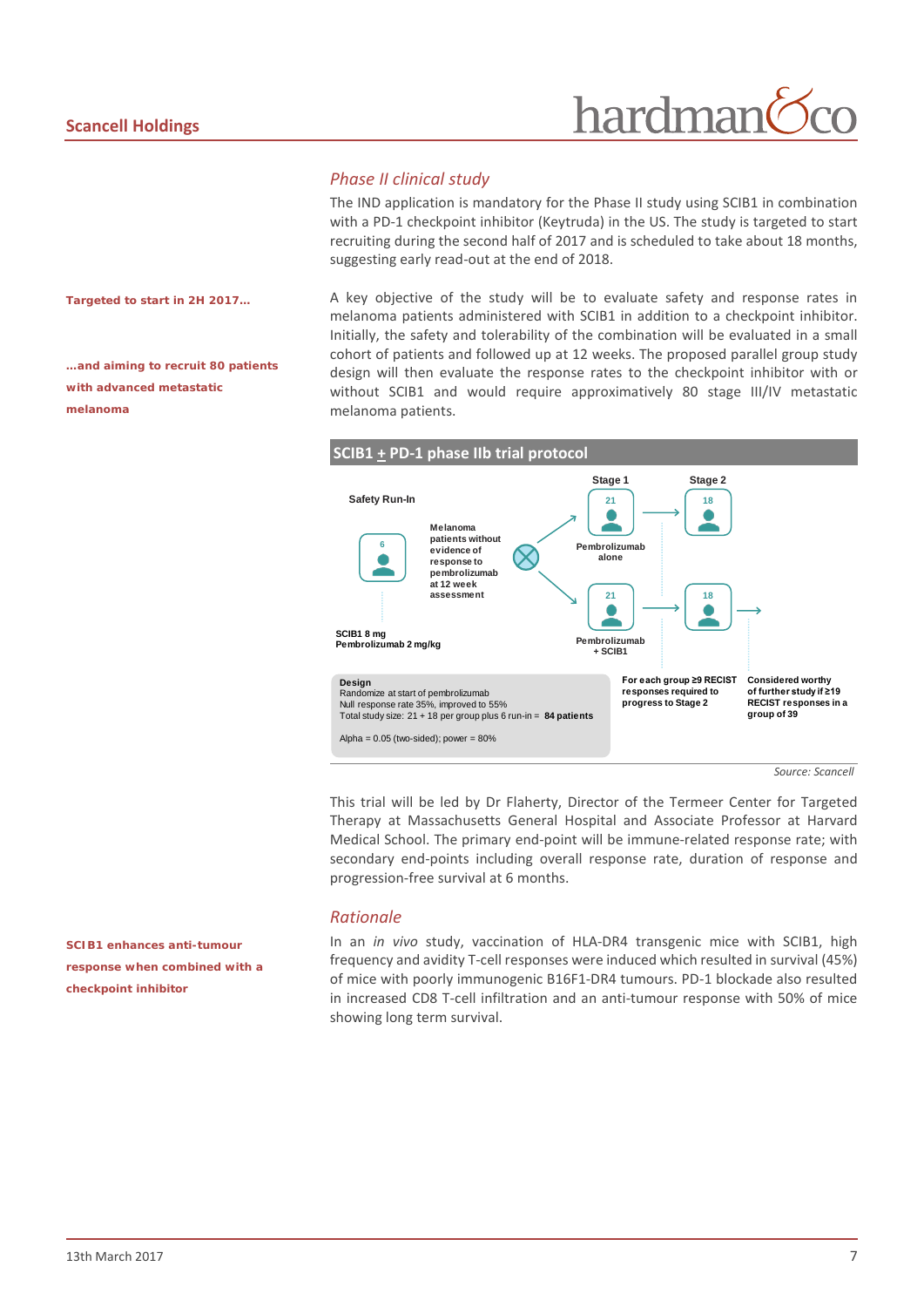## *Phase II clinical study*

The IND application is mandatory for the Phase II study using SCIB1 in combination with a PD-1 checkpoint inhibitor (Keytruda) in the US. The study is targeted to start recruiting during the second half of 2017 and is scheduled to take about 18 months, suggesting early read-out at the end of 2018.

**Targeted to start in 2H 2017…**

**…and aiming to recruit 80 patients with advanced metastatic melanoma**

A key objective of the study will be to evaluate safety and response rates in melanoma patients administered with SCIB1 in addition to a checkpoint inhibitor. Initially, the safety and tolerability of the combination will be evaluated in a small cohort of patients and followed up at 12 weeks. The proposed parallel group study design will then evaluate the response rates to the checkpoint inhibitor with or without SCIB1 and would require approximately 80 stage III/IV metastatic melanoma patients.

**SCIB1 + PD-1 phase IIb trial protocol**

Safety Run-In

6

SCIB1 8 mg
Pembrolizumab 2 mg/kg

Melanoma patients without evidence of response to pembrolizumab at 12 week assessment

Stage 1 — 21 — Pembrolizumab alone

Stage 2 — 18

21 — Pembrolizumab + SCIB1 — 18

**Design**
Randomize at start of pembrolizumab
Null response rate 35%, improved to 55%
Total study size: 21 + 18 per group plus 6 run-in = **84 patients**

Alpha = 0.05 (two-sided); power = 80%

For each group ≥9 RECIST responses required to progress to Stage 2

Considered worthy of further study if ≥19 RECIST responses in a group of 39

*Source: Scancell*

This trial will be led by Dr Flaherty, Director of the Termeer Center for Targeted Therapy at Massachusetts General Hospital and Associate Professor at Harvard Medical School. The primary end-point will be immune-related response rate; with secondary end-points including overall response rate, duration of response and progression-free survival at 6 months.

## *Rationale*

**SCIB1 enhances anti-tumour response when combined with a checkpoint inhibitor**

In an *in vivo* study, vaccination of HLA-DR4 transgenic mice with SCIB1, high frequency and avidity T-cell responses were induced which resulted in survival (45%) of mice with poorly immunogenic B16F1-DR4 tumours. PD-1 blockade also resulted in increased CD8 T-cell infiltration and an anti-tumour response with 50% of mice showing long term survival.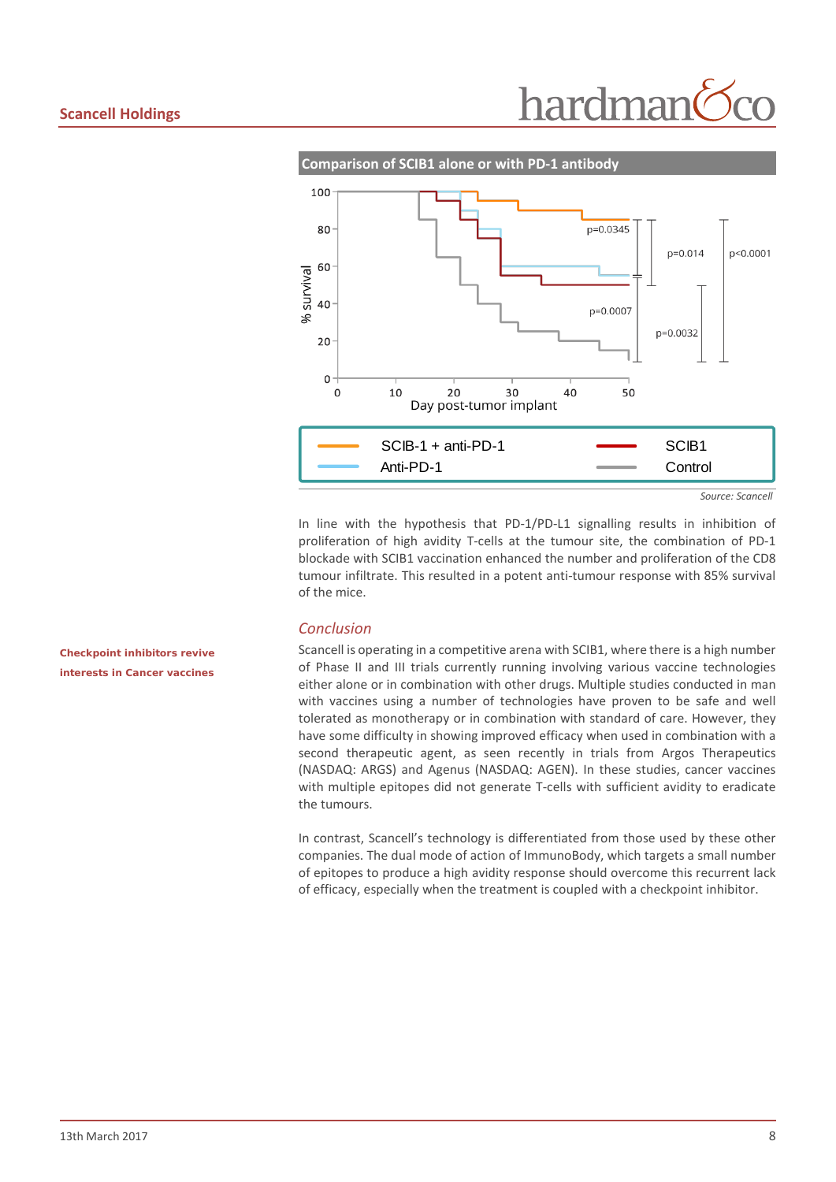**Comparison of SCIB1 alone or with PD-1 antibody**

Source: Scancell

In line with the hypothesis that PD-1/PD-L1 signalling results in inhibition of proliferation of high avidity T-cells at the tumour site, the combination of PD-1 blockade with SCIB1 vaccination enhanced the number and proliferation of the CD8 tumour infiltrate. This resulted in a potent anti-tumour response with 85% survival of the mice.

### *Conclusion*

**Checkpoint inhibitors revive interests in Cancer vaccines**

Scancell is operating in a competitive arena with SCIB1, where there is a high number of Phase II and III trials currently running involving various vaccine technologies either alone or in combination with other drugs. Multiple studies conducted in man with vaccines using a number of technologies have proven to be safe and well tolerated as monotherapy or in combination with standard of care. However, they have some difficulty in showing improved efficacy when used in combination with a second therapeutic agent, as seen recently in trials from Argos Therapeutics (NASDAQ: ARGS) and Agenus (NASDAQ: AGEN). In these studies, cancer vaccines with multiple epitopes did not generate T-cells with sufficient avidity to eradicate the tumours.

In contrast, Scancell's technology is differentiated from those used by these other companies. The dual mode of action of ImmunoBody, which targets a small number of epitopes to produce a high avidity response should overcome this recurrent lack of efficacy, especially when the treatment is coupled with a checkpoint inhibitor.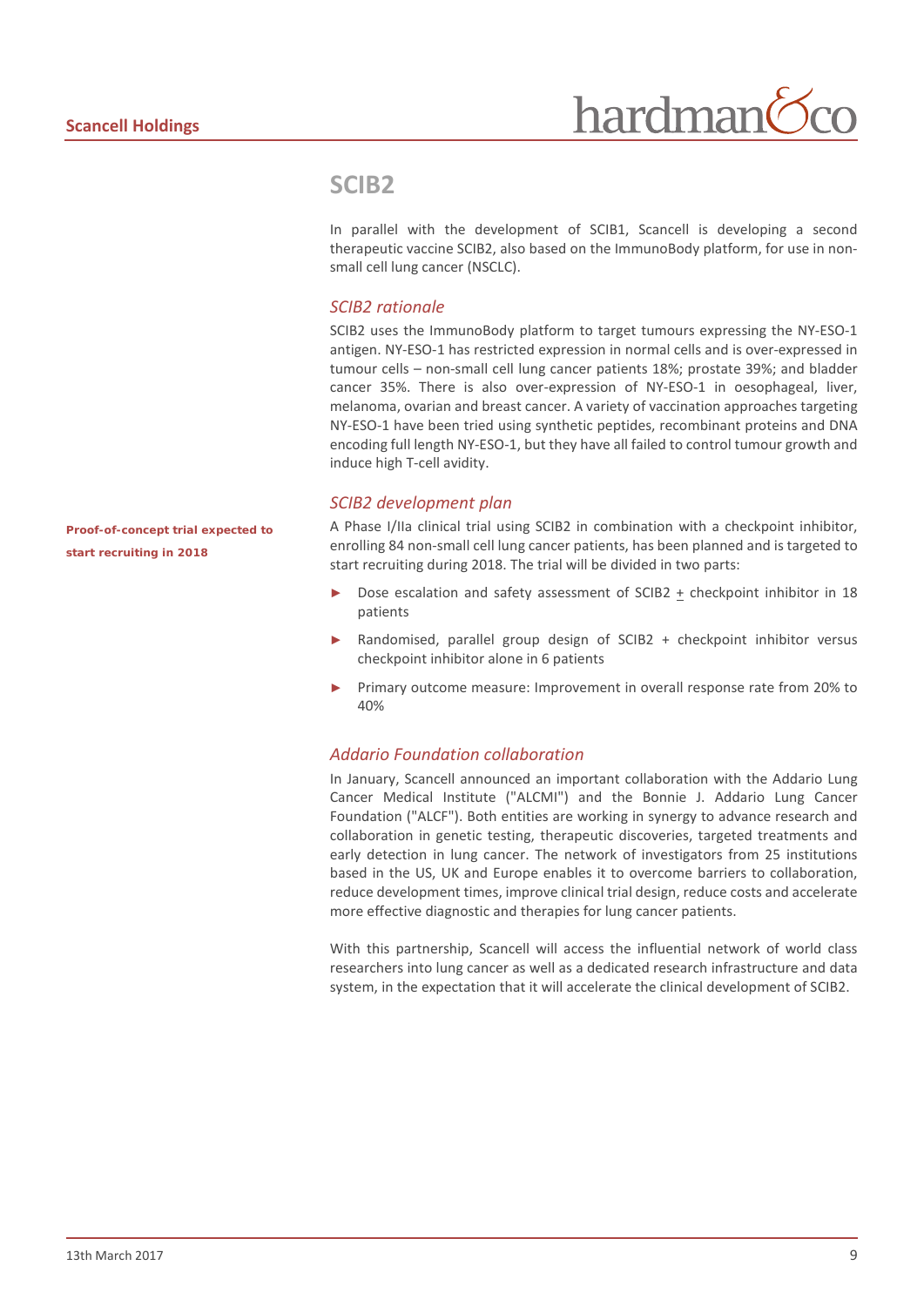## SCIB2

In parallel with the development of SCIB1, Scancell is developing a second therapeutic vaccine SCIB2, also based on the ImmunoBody platform, for use in non-small cell lung cancer (NSCLC).

### *SCIB2 rationale*

SCIB2 uses the ImmunoBody platform to target tumours expressing the NY-ESO-1 antigen. NY-ESO-1 has restricted expression in normal cells and is over-expressed in tumour cells – non-small cell lung cancer patients 18%; prostate 39%; and bladder cancer 35%. There is also over-expression of NY-ESO-1 in oesophageal, liver, melanoma, ovarian and breast cancer. A variety of vaccination approaches targeting NY-ESO-1 have been tried using synthetic peptides, recombinant proteins and DNA encoding full length NY-ESO-1, but they have all failed to control tumour growth and induce high T-cell avidity.

### *SCIB2 development plan*

**Proof-of-concept trial expected to start recruiting in 2018**

A Phase I/IIa clinical trial using SCIB2 in combination with a checkpoint inhibitor, enrolling 84 non-small cell lung cancer patients, has been planned and is targeted to start recruiting during 2018. The trial will be divided in two parts:

- Dose escalation and safety assessment of SCIB2 $\pm$ checkpoint inhibitor in 18 patients
- Randomised, parallel group design of SCIB2 + checkpoint inhibitor versus checkpoint inhibitor alone in 6 patients
- Primary outcome measure: Improvement in overall response rate from 20% to 40%

### *Addario Foundation collaboration*

In January, Scancell announced an important collaboration with the Addario Lung Cancer Medical Institute ("ALCMI") and the Bonnie J. Addario Lung Cancer Foundation ("ALCF"). Both entities are working in synergy to advance research and collaboration in genetic testing, therapeutic discoveries, targeted treatments and early detection in lung cancer. The network of investigators from 25 institutions based in the US, UK and Europe enables it to overcome barriers to collaboration, reduce development times, improve clinical trial design, reduce costs and accelerate more effective diagnostic and therapies for lung cancer patients.

With this partnership, Scancell will access the influential network of world class researchers into lung cancer as well as a dedicated research infrastructure and data system, in the expectation that it will accelerate the clinical development of SCIB2.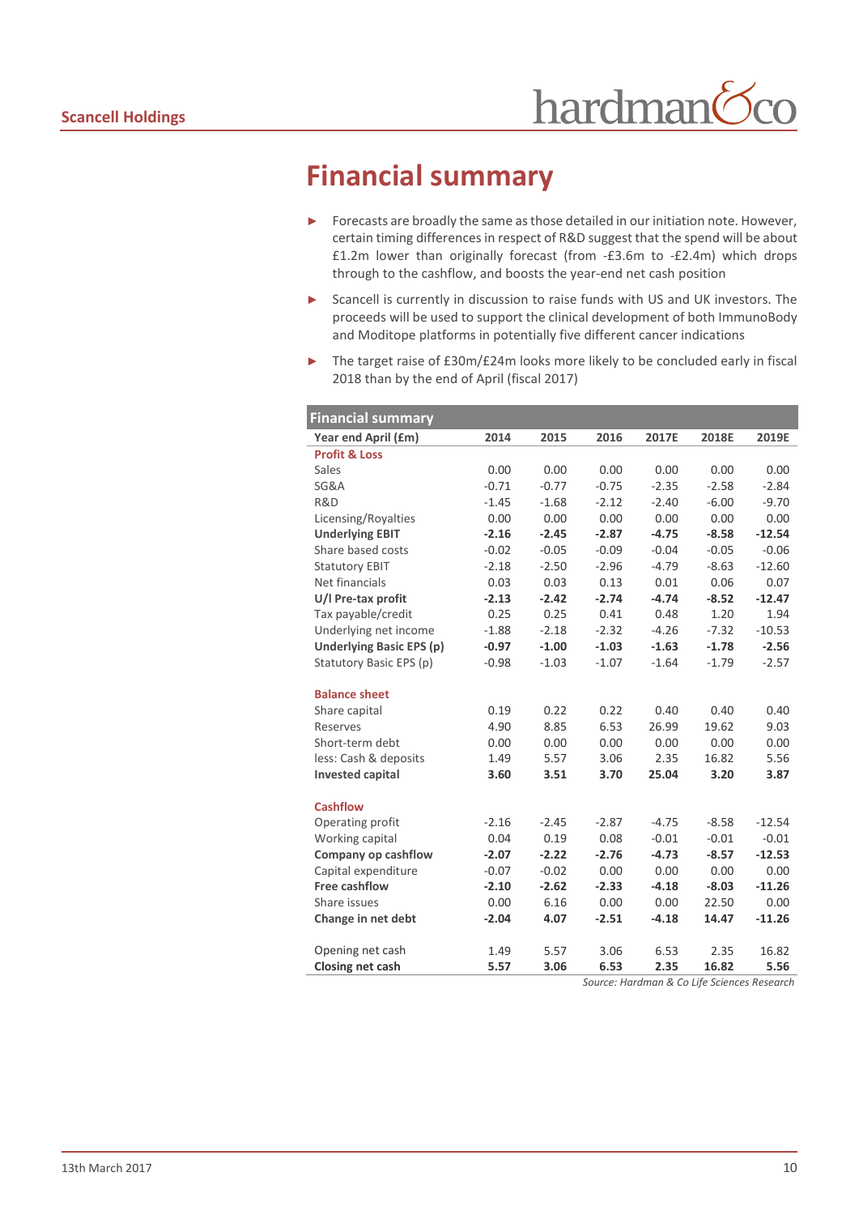# Financial summary

- Forecasts are broadly the same as those detailed in our initiation note. However, certain timing differences in respect of R&D suggest that the spend will be about £1.2m lower than originally forecast (from -£3.6m to -£2.4m) which drops through to the cashflow, and boosts the year-end net cash position
- Scancell is currently in discussion to raise funds with US and UK investors. The proceeds will be used to support the clinical development of both ImmunoBody and Moditope platforms in potentially five different cancer indications
- The target raise of £30m/£24m looks more likely to be concluded early in fiscal 2018 than by the end of April (fiscal 2017)

| Financial summary | | | | | | |
|---|---|---|---|---|---|---|
| **Year end April (£m)** | **2014** | **2015** | **2016** | **2017E** | **2018E** | **2019E** |
| **Profit & Loss** | | | | | | |
| Sales | 0.00 | 0.00 | 0.00 | 0.00 | 0.00 | 0.00 |
| SG&A | -0.71 | -0.77 | -0.75 | -2.35 | -2.58 | -2.84 |
| R&D | -1.45 | -1.68 | -2.12 | -2.40 | -6.00 | -9.70 |
| Licensing/Royalties | 0.00 | 0.00 | 0.00 | 0.00 | 0.00 | 0.00 |
| **Underlying EBIT** | **-2.16** | **-2.45** | **-2.87** | **-4.75** | **-8.58** | **-12.54** |
| Share based costs | -0.02 | -0.05 | -0.09 | -0.04 | -0.05 | -0.06 |
| Statutory EBIT | -2.18 | -2.50 | -2.96 | -4.79 | -8.63 | -12.60 |
| Net financials | 0.03 | 0.03 | 0.13 | 0.01 | 0.06 | 0.07 |
| **U/l Pre-tax profit** | **-2.13** | **-2.42** | **-2.74** | **-4.74** | **-8.52** | **-12.47** |
| Tax payable/credit | 0.25 | 0.25 | 0.41 | 0.48 | 1.20 | 1.94 |
| Underlying net income | -1.88 | -2.18 | -2.32 | -4.26 | -7.32 | -10.53 |
| **Underlying Basic EPS (p)** | **-0.97** | **-1.00** | **-1.03** | **-1.63** | **-1.78** | **-2.56** |
| Statutory Basic EPS (p) | -0.98 | -1.03 | -1.07 | -1.64 | -1.79 | -2.57 |
| | | | | | | |
| **Balance sheet** | | | | | | |
| Share capital | 0.19 | 0.22 | 0.22 | 0.40 | 0.40 | 0.40 |
| Reserves | 4.90 | 8.85 | 6.53 | 26.99 | 19.62 | 9.03 |
| Short-term debt | 0.00 | 0.00 | 0.00 | 0.00 | 0.00 | 0.00 |
| less: Cash & deposits | 1.49 | 5.57 | 3.06 | 2.35 | 16.82 | 5.56 |
| **Invested capital** | **3.60** | **3.51** | **3.70** | **25.04** | **3.20** | **3.87** |
| | | | | | | |
| **Cashflow** | | | | | | |
| Operating profit | -2.16 | -2.45 | -2.87 | -4.75 | -8.58 | -12.54 |
| Working capital | 0.04 | 0.19 | 0.08 | -0.01 | -0.01 | -0.01 |
| **Company op cashflow** | **-2.07** | **-2.22** | **-2.76** | **-4.73** | **-8.57** | **-12.53** |
| Capital expenditure | -0.07 | -0.02 | 0.00 | 0.00 | 0.00 | 0.00 |
| **Free cashflow** | **-2.10** | **-2.62** | **-2.33** | **-4.18** | **-8.03** | **-11.26** |
| Share issues | 0.00 | 6.16 | 0.00 | 0.00 | 22.50 | 0.00 |
| **Change in net debt** | **-2.04** | **4.07** | **-2.51** | **-4.18** | **14.47** | **-11.26** |
| | | | | | | |
| Opening net cash | 1.49 | 5.57 | 3.06 | 6.53 | 2.35 | 16.82 |
| **Closing net cash** | **5.57** | **3.06** | **6.53** | **2.35** | **16.82** | **5.56** |

*Source: Hardman & Co Life Sciences Research*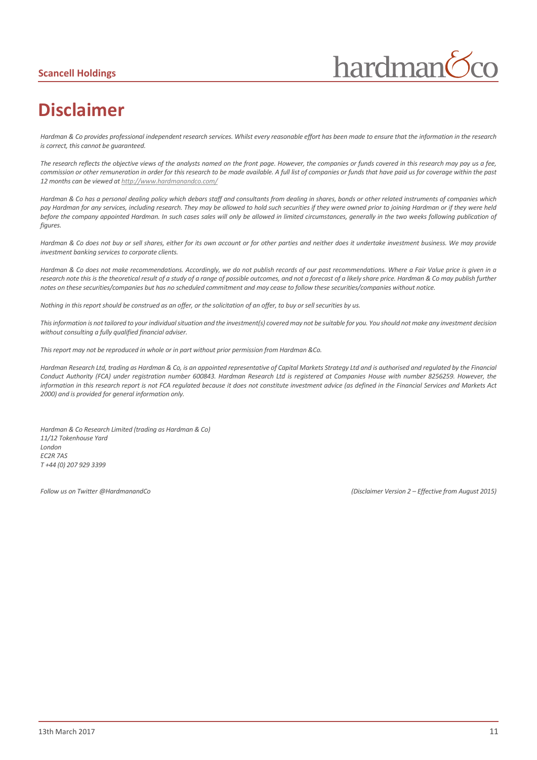# Disclaimer

*Hardman & Co provides professional independent research services. Whilst every reasonable effort has been made to ensure that the information in the research is correct, this cannot be guaranteed.*

*The research reflects the objective views of the analysts named on the front page. However, the companies or funds covered in this research may pay us a fee, commission or other remuneration in order for this research to be made available. A full list of companies or funds that have paid us for coverage within the past 12 months can be viewed at http://www.hardmanandco.com/*

*Hardman & Co has a personal dealing policy which debars staff and consultants from dealing in shares, bonds or other related instruments of companies which pay Hardman for any services, including research. They may be allowed to hold such securities if they were owned prior to joining Hardman or if they were held before the company appointed Hardman. In such cases sales will only be allowed in limited circumstances, generally in the two weeks following publication of figures.*

*Hardman & Co does not buy or sell shares, either for its own account or for other parties and neither does it undertake investment business. We may provide investment banking services to corporate clients.*

*Hardman & Co does not make recommendations. Accordingly, we do not publish records of our past recommendations. Where a Fair Value price is given in a research note this is the theoretical result of a study of a range of possible outcomes, and not a forecast of a likely share price. Hardman & Co may publish further notes on these securities/companies but has no scheduled commitment and may cease to follow these securities/companies without notice.*

*Nothing in this report should be construed as an offer, or the solicitation of an offer, to buy or sell securities by us.*

*This information is not tailored to your individual situation and the investment(s) covered may not be suitable for you. You should not make any investment decision without consulting a fully qualified financial adviser.*

*This report may not be reproduced in whole or in part without prior permission from Hardman &Co.*

*Hardman Research Ltd, trading as Hardman & Co, is an appointed representative of Capital Markets Strategy Ltd and is authorised and regulated by the Financial Conduct Authority (FCA) under registration number 600843. Hardman Research Ltd is registered at Companies House with number 8256259. However, the information in this research report is not FCA regulated because it does not constitute investment advice (as defined in the Financial Services and Markets Act 2000) and is provided for general information only.*

*Hardman & Co Research Limited (trading as Hardman & Co)*
*11/12 Tokenhouse Yard*
*London*
*EC2R 7AS*
*T +44 (0) 207 929 3399*

*Follow us on Twitter @HardmanandCo*

*(Disclaimer Version 2 – Effective from August 2015)*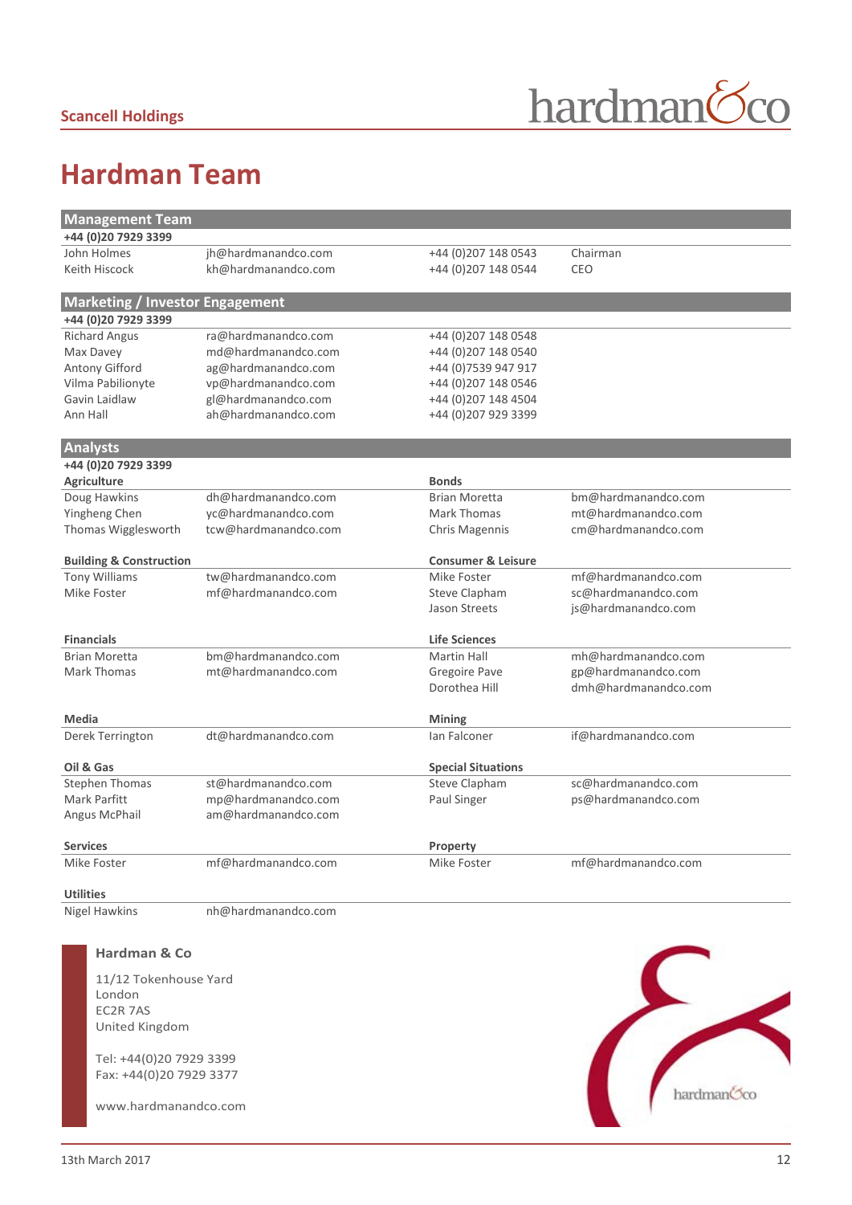# Hardman Team

| Management Team | | | |
|---|---|---|---|
| **+44 (0)20 7929 3399** | | | |
| John Holmes | jh@hardmanandco.com | +44 (0)207 148 0543 | Chairman |
| Keith Hiscock | kh@hardmanandco.com | +44 (0)207 148 0544 | CEO |

| Marketing / Investor Engagement | | |
|---|---|---|
| **+44 (0)20 7929 3399** | | |
| Richard Angus | ra@hardmanandco.com | +44 (0)207 148 0548 |
| Max Davey | md@hardmanandco.com | +44 (0)207 148 0540 |
| Antony Gifford | ag@hardmanandco.com | +44 (0)7539 947 917 |
| Vilma Pabilionyte | vp@hardmanandco.com | +44 (0)207 148 0546 |
| Gavin Laidlaw | gl@hardmanandco.com | +44 (0)207 148 4504 |
| Ann Hall | ah@hardmanandco.com | +44 (0)207 929 3399 |

| Analysts | | | |
|---|---|---|---|
| **+44 (0)20 7929 3399** | | | |
| **Agriculture** | | **Bonds** | |
| Doug Hawkins | dh@hardmanandco.com | Brian Moretta | bm@hardmanandco.com |
| Yingheng Chen | yc@hardmanandco.com | Mark Thomas | mt@hardmanandco.com |
| Thomas Wigglesworth | tcw@hardmanandco.com | Chris Magennis | cm@hardmanandco.com |
| **Building & Construction** | | **Consumer & Leisure** | |
| Tony Williams | tw@hardmanandco.com | Mike Foster | mf@hardmanandco.com |
| Mike Foster | mf@hardmanandco.com | Steve Clapham | sc@hardmanandco.com |
| | | Jason Streets | js@hardmanandco.com |
| **Financials** | | **Life Sciences** | |
| Brian Moretta | bm@hardmanandco.com | Martin Hall | mh@hardmanandco.com |
| Mark Thomas | mt@hardmanandco.com | Gregoire Pave | gp@hardmanandco.com |
| | | Dorothea Hill | dmh@hardmanandco.com |
| **Media** | | **Mining** | |
| Derek Terrington | dt@hardmanandco.com | Ian Falconer | if@hardmanandco.com |
| **Oil & Gas** | | **Special Situations** | |
| Stephen Thomas | st@hardmanandco.com | Steve Clapham | sc@hardmanandco.com |
| Mark Parfitt | mp@hardmanandco.com | Paul Singer | ps@hardmanandco.com |
| Angus McPhail | am@hardmanandco.com | | |
| **Services** | | **Property** | |
| Mike Foster | mf@hardmanandco.com | Mike Foster | mf@hardmanandco.com |
| **Utilities** | | | |
| Nigel Hawkins | nh@hardmanandco.com | | |

**Hardman & Co**

11/12 Tokenhouse Yard
London
EC2R 7AS
United Kingdom

Tel: +44(0)20 7929 3399
Fax: +44(0)20 7929 3377

www.hardmanandco.com